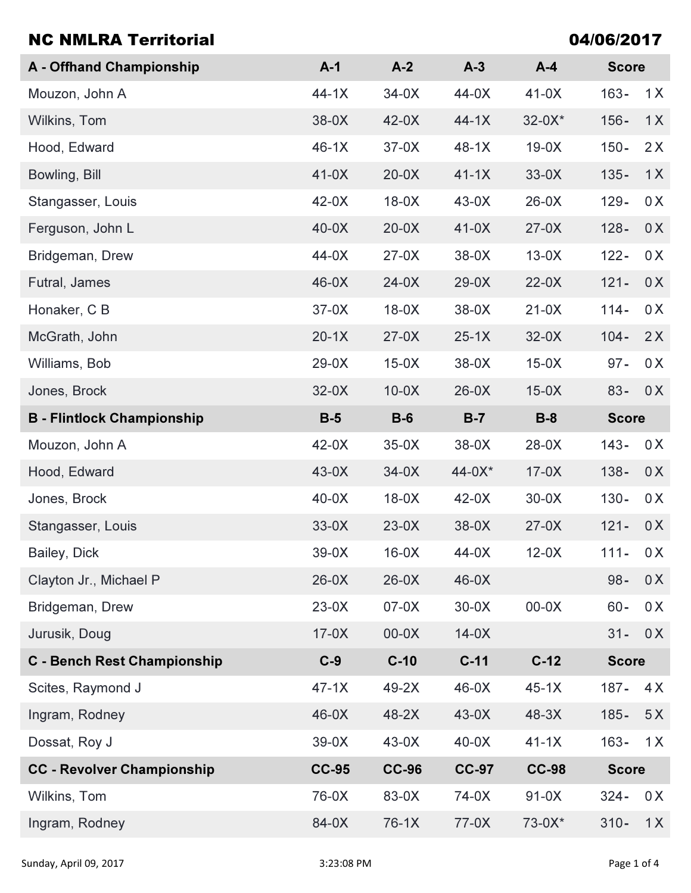## NC NMLRA Territorial

**04/06/2017**

| A - Offhand Championship | A-1 | A-2 | A-3 | A-4 | Score |
|---|---|---|---|---|---|
| Mouzon, John A | 44-1X | 34-0X | 44-0X | 41-0X | 163- 1X |
| Wilkins, Tom | 38-0X | 42-0X | 44-1X | 32-0X* | 156- 1X |
| Hood, Edward | 46-1X | 37-0X | 48-1X | 19-0X | 150- 2X |
| Bowling, Bill | 41-0X | 20-0X | 41-1X | 33-0X | 135- 1X |
| Stangasser, Louis | 42-0X | 18-0X | 43-0X | 26-0X | 129- 0X |
| Ferguson, John L | 40-0X | 20-0X | 41-0X | 27-0X | 128- 0X |
| Bridgeman, Drew | 44-0X | 27-0X | 38-0X | 13-0X | 122- 0X |
| Futral, James | 46-0X | 24-0X | 29-0X | 22-0X | 121- 0X |
| Honaker, C B | 37-0X | 18-0X | 38-0X | 21-0X | 114- 0X |
| McGrath, John | 20-1X | 27-0X | 25-1X | 32-0X | 104- 2X |
| Williams, Bob | 29-0X | 15-0X | 38-0X | 15-0X | 97- 0X |
| Jones, Brock | 32-0X | 10-0X | 26-0X | 15-0X | 83- 0X |

| B - Flintlock Championship | B-5 | B-6 | B-7 | B-8 | Score |
|---|---|---|---|---|---|
| Mouzon, John A | 42-0X | 35-0X | 38-0X | 28-0X | 143- 0X |
| Hood, Edward | 43-0X | 34-0X | 44-0X* | 17-0X | 138- 0X |
| Jones, Brock | 40-0X | 18-0X | 42-0X | 30-0X | 130- 0X |
| Stangasser, Louis | 33-0X | 23-0X | 38-0X | 27-0X | 121- 0X |
| Bailey, Dick | 39-0X | 16-0X | 44-0X | 12-0X | 111- 0X |
| Clayton Jr., Michael P | 26-0X | 26-0X | 46-0X | | 98- 0X |
| Bridgeman, Drew | 23-0X | 07-0X | 30-0X | 00-0X | 60- 0X |
| Jurusik, Doug | 17-0X | 00-0X | 14-0X | | 31- 0X |

| C - Bench Rest Championship | C-9 | C-10 | C-11 | C-12 | Score |
|---|---|---|---|---|---|
| Scites, Raymond J | 47-1X | 49-2X | 46-0X | 45-1X | 187- 4X |
| Ingram, Rodney | 46-0X | 48-2X | 43-0X | 48-3X | 185- 5X |
| Dossat, Roy J | 39-0X | 43-0X | 40-0X | 41-1X | 163- 1X |

| CC - Revolver Championship | CC-95 | CC-96 | CC-97 | CC-98 | Score |
|---|---|---|---|---|---|
| Wilkins, Tom | 76-0X | 83-0X | 74-0X | 91-0X | 324- 0X |
| Ingram, Rodney | 84-0X | 76-1X | 77-0X | 73-0X* | 310- 1X |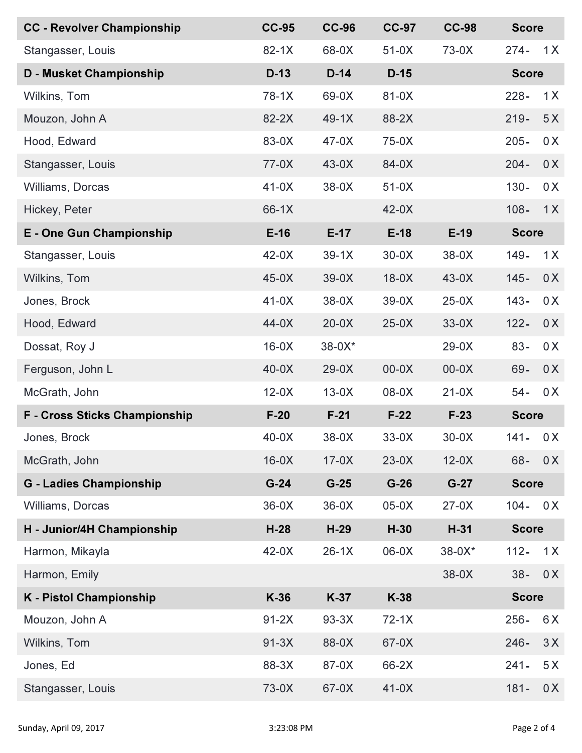| CC - Revolver Championship | CC-95 | CC-96 | CC-97 | CC-98 | Score |
|---|---|---|---|---|---|
| Stangasser, Louis | 82-1X | 68-0X | 51-0X | 73-0X | 274- 1X |

| D - Musket Championship | D-13 | D-14 | D-15 | | Score |
|---|---|---|---|---|---|
| Wilkins, Tom | 78-1X | 69-0X | 81-0X | | 228- 1X |
| Mouzon, John A | 82-2X | 49-1X | 88-2X | | 219- 5X |
| Hood, Edward | 83-0X | 47-0X | 75-0X | | 205- 0X |
| Stangasser, Louis | 77-0X | 43-0X | 84-0X | | 204- 0X |
| Williams, Dorcas | 41-0X | 38-0X | 51-0X | | 130- 0X |
| Hickey, Peter | 66-1X | | 42-0X | | 108- 1X |

| E - One Gun Championship | E-16 | E-17 | E-18 | E-19 | Score |
|---|---|---|---|---|---|
| Stangasser, Louis | 42-0X | 39-1X | 30-0X | 38-0X | 149- 1X |
| Wilkins, Tom | 45-0X | 39-0X | 18-0X | 43-0X | 145- 0X |
| Jones, Brock | 41-0X | 38-0X | 39-0X | 25-0X | 143- 0X |
| Hood, Edward | 44-0X | 20-0X | 25-0X | 33-0X | 122- 0X |
| Dossat, Roy J | 16-0X | 38-0X* | | 29-0X | 83- 0X |
| Ferguson, John L | 40-0X | 29-0X | 00-0X | 00-0X | 69- 0X |
| McGrath, John | 12-0X | 13-0X | 08-0X | 21-0X | 54- 0X |

| F - Cross Sticks Championship | F-20 | F-21 | F-22 | F-23 | Score |
|---|---|---|---|---|---|
| Jones, Brock | 40-0X | 38-0X | 33-0X | 30-0X | 141- 0X |
| McGrath, John | 16-0X | 17-0X | 23-0X | 12-0X | 68- 0X |

| G - Ladies Championship | G-24 | G-25 | G-26 | G-27 | Score |
|---|---|---|---|---|---|
| Williams, Dorcas | 36-0X | 36-0X | 05-0X | 27-0X | 104- 0X |

| H - Junior/4H Championship | H-28 | H-29 | H-30 | H-31 | Score |
|---|---|---|---|---|---|
| Harmon, Mikayla | 42-0X | 26-1X | 06-0X | 38-0X* | 112- 1X |
| Harmon, Emily | | | | 38-0X | 38- 0X |

| K - Pistol Championship | K-36 | K-37 | K-38 | | Score |
|---|---|---|---|---|---|
| Mouzon, John A | 91-2X | 93-3X | 72-1X | | 256- 6X |
| Wilkins, Tom | 91-3X | 88-0X | 67-0X | | 246- 3X |
| Jones, Ed | 88-3X | 87-0X | 66-2X | | 241- 5X |
| Stangasser, Louis | 73-0X | 67-0X | 41-0X | | 181- 0X |

Sunday, April 09, 2017 3:23:08 PM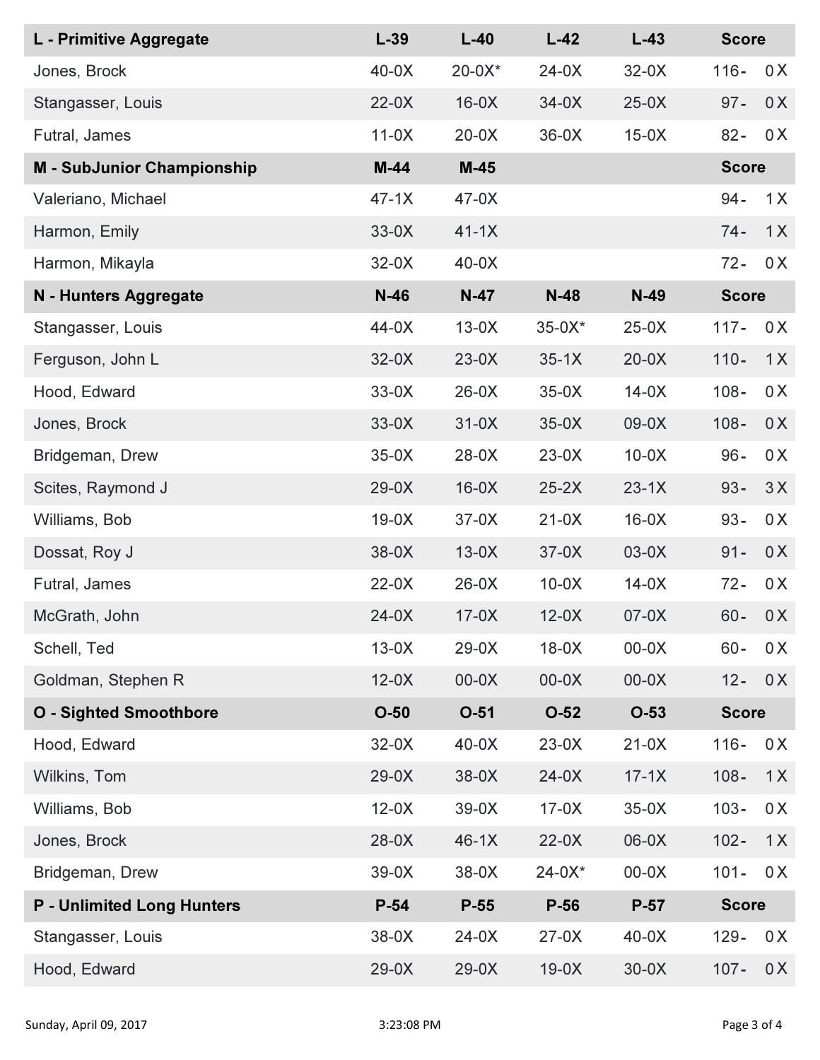| L - Primitive Aggregate | L-39 | L-40 | L-42 | L-43 | Score |
|---|---|---|---|---|---|
| Jones, Brock | 40-0X | 20-0X* | 24-0X | 32-0X | 116- 0X |
| Stangasser, Louis | 22-0X | 16-0X | 34-0X | 25-0X | 97- 0X |
| Futral, James | 11-0X | 20-0X | 36-0X | 15-0X | 82- 0X |

| M - SubJunior Championship | M-44 | M-45 | | | Score |
|---|---|---|---|---|---|
| Valeriano, Michael | 47-1X | 47-0X | | | 94- 1X |
| Harmon, Emily | 33-0X | 41-1X | | | 74- 1X |
| Harmon, Mikayla | 32-0X | 40-0X | | | 72- 0X |

| N - Hunters Aggregate | N-46 | N-47 | N-48 | N-49 | Score |
|---|---|---|---|---|---|
| Stangasser, Louis | 44-0X | 13-0X | 35-0X* | 25-0X | 117- 0X |
| Ferguson, John L | 32-0X | 23-0X | 35-1X | 20-0X | 110- 1X |
| Hood, Edward | 33-0X | 26-0X | 35-0X | 14-0X | 108- 0X |
| Jones, Brock | 33-0X | 31-0X | 35-0X | 09-0X | 108- 0X |
| Bridgeman, Drew | 35-0X | 28-0X | 23-0X | 10-0X | 96- 0X |
| Scites, Raymond J | 29-0X | 16-0X | 25-2X | 23-1X | 93- 3X |
| Williams, Bob | 19-0X | 37-0X | 21-0X | 16-0X | 93- 0X |
| Dossat, Roy J | 38-0X | 13-0X | 37-0X | 03-0X | 91- 0X |
| Futral, James | 22-0X | 26-0X | 10-0X | 14-0X | 72- 0X |
| McGrath, John | 24-0X | 17-0X | 12-0X | 07-0X | 60- 0X |
| Schell, Ted | 13-0X | 29-0X | 18-0X | 00-0X | 60- 0X |
| Goldman, Stephen R | 12-0X | 00-0X | 00-0X | 00-0X | 12- 0X |

| O - Sighted Smoothbore | O-50 | O-51 | O-52 | O-53 | Score |
|---|---|---|---|---|---|
| Hood, Edward | 32-0X | 40-0X | 23-0X | 21-0X | 116- 0X |
| Wilkins, Tom | 29-0X | 38-0X | 24-0X | 17-1X | 108- 1X |
| Williams, Bob | 12-0X | 39-0X | 17-0X | 35-0X | 103- 0X |
| Jones, Brock | 28-0X | 46-1X | 22-0X | 06-0X | 102- 1X |
| Bridgeman, Drew | 39-0X | 38-0X | 24-0X* | 00-0X | 101- 0X |

| P - Unlimited Long Hunters | P-54 | P-55 | P-56 | P-57 | Score |
|---|---|---|---|---|---|
| Stangasser, Louis | 38-0X | 24-0X | 27-0X | 40-0X | 129- 0X |
| Hood, Edward | 29-0X | 29-0X | 19-0X | 30-0X | 107- 0X |

Sunday, April 09, 2017 3:23:08 PM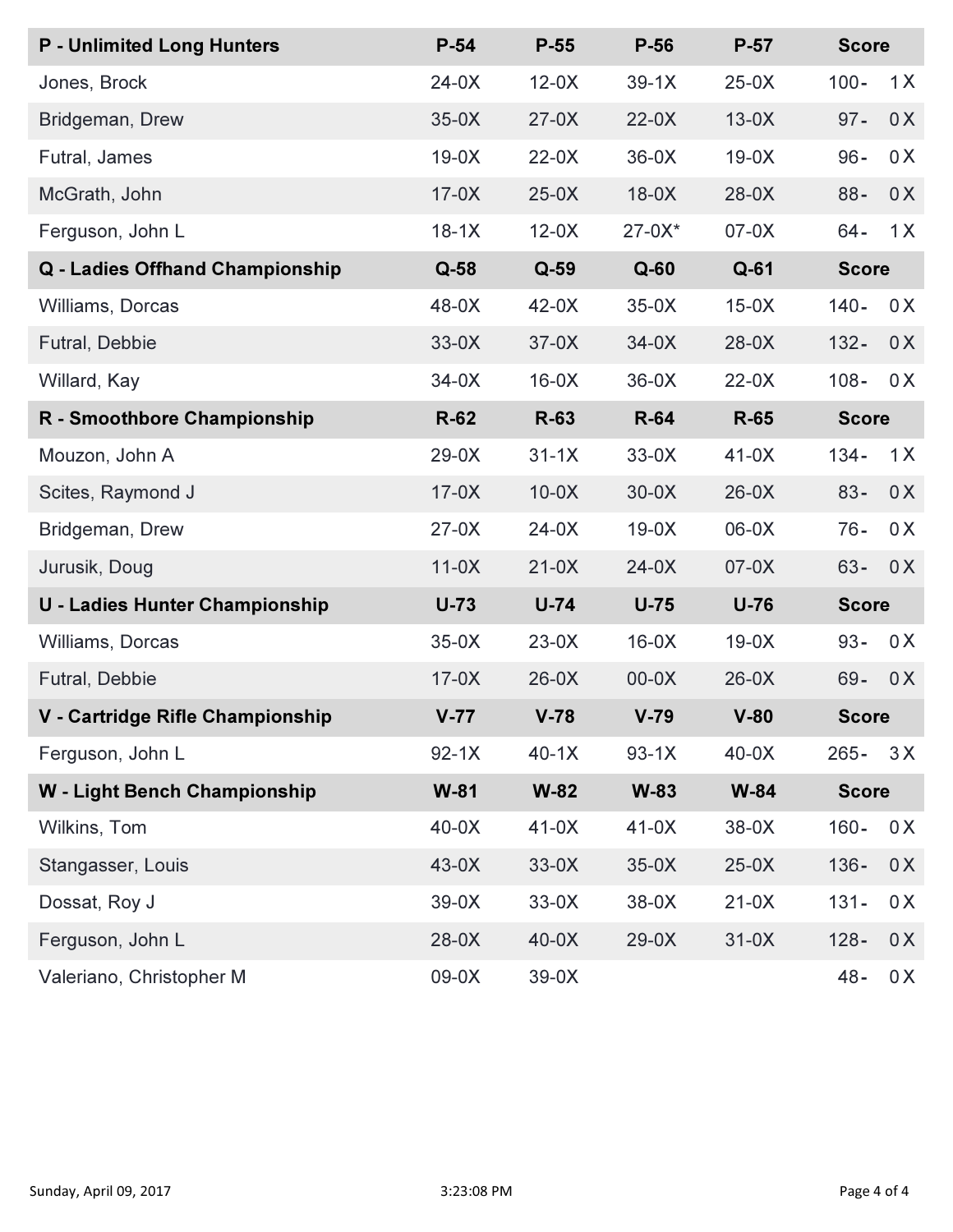| P - Unlimited Long Hunters | P-54 | P-55 | P-56 | P-57 | Score |
|---|---|---|---|---|---|
| Jones, Brock | 24-0X | 12-0X | 39-1X | 25-0X | 100- 1X |
| Bridgeman, Drew | 35-0X | 27-0X | 22-0X | 13-0X | 97- 0X |
| Futral, James | 19-0X | 22-0X | 36-0X | 19-0X | 96- 0X |
| McGrath, John | 17-0X | 25-0X | 18-0X | 28-0X | 88- 0X |
| Ferguson, John L | 18-1X | 12-0X | 27-0X* | 07-0X | 64- 1X |
| **Q - Ladies Offhand Championship** | **Q-58** | **Q-59** | **Q-60** | **Q-61** | **Score** |
| Williams, Dorcas | 48-0X | 42-0X | 35-0X | 15-0X | 140- 0X |
| Futral, Debbie | 33-0X | 37-0X | 34-0X | 28-0X | 132- 0X |
| Willard, Kay | 34-0X | 16-0X | 36-0X | 22-0X | 108- 0X |
| **R - Smoothbore Championship** | **R-62** | **R-63** | **R-64** | **R-65** | **Score** |
| Mouzon, John A | 29-0X | 31-1X | 33-0X | 41-0X | 134- 1X |
| Scites, Raymond J | 17-0X | 10-0X | 30-0X | 26-0X | 83- 0X |
| Bridgeman, Drew | 27-0X | 24-0X | 19-0X | 06-0X | 76- 0X |
| Jurusik, Doug | 11-0X | 21-0X | 24-0X | 07-0X | 63- 0X |
| **U - Ladies Hunter Championship** | **U-73** | **U-74** | **U-75** | **U-76** | **Score** |
| Williams, Dorcas | 35-0X | 23-0X | 16-0X | 19-0X | 93- 0X |
| Futral, Debbie | 17-0X | 26-0X | 00-0X | 26-0X | 69- 0X |
| **V - Cartridge Rifle Championship** | **V-77** | **V-78** | **V-79** | **V-80** | **Score** |
| Ferguson, John L | 92-1X | 40-1X | 93-1X | 40-0X | 265- 3X |
| **W - Light Bench Championship** | **W-81** | **W-82** | **W-83** | **W-84** | **Score** |
| Wilkins, Tom | 40-0X | 41-0X | 41-0X | 38-0X | 160- 0X |
| Stangasser, Louis | 43-0X | 33-0X | 35-0X | 25-0X | 136- 0X |
| Dossat, Roy J | 39-0X | 33-0X | 38-0X | 21-0X | 131- 0X |
| Ferguson, John L | 28-0X | 40-0X | 29-0X | 31-0X | 128- 0X |
| Valeriano, Christopher M | 09-0X | 39-0X | | | 48- 0X |

Sunday, April 09, 2017 3:23:08 PM